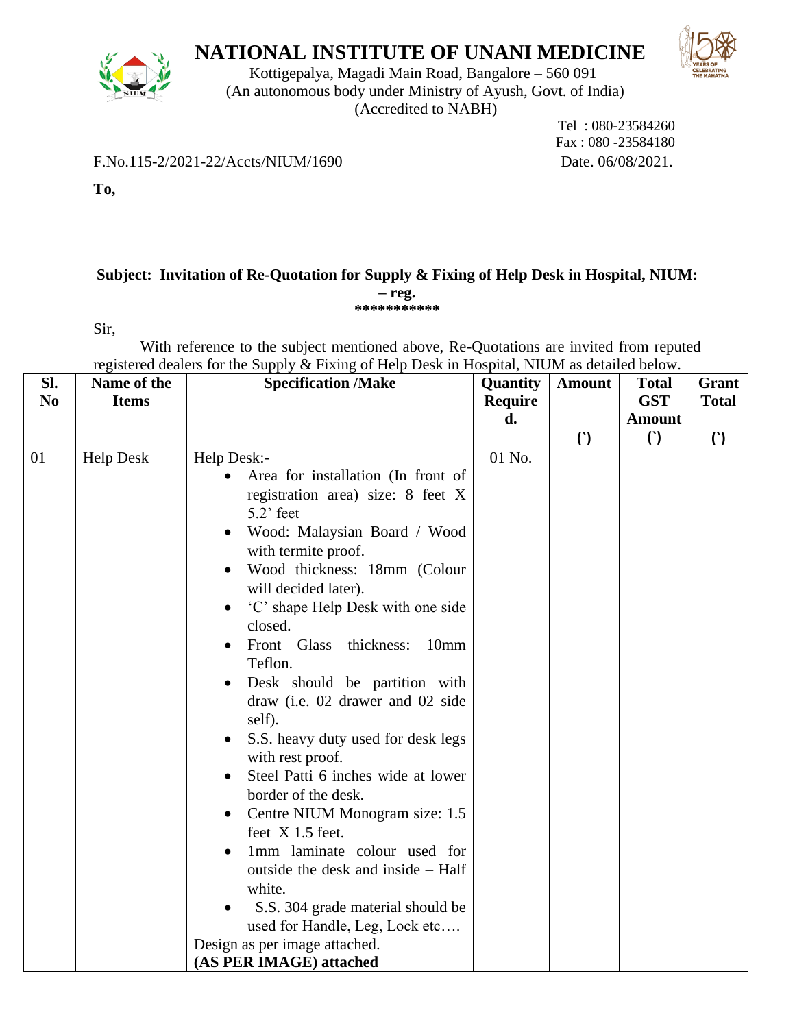# NATIONAL INSTITUTE OF UNANI MEDICINE

Kottigepalya, Magadi Main Road, Bangalore – 560 091
(An autonomous body under Ministry of Ayush, Govt. of India)
(Accredited to NABH)

Tel : 080-23584260
Fax : 080 -23584180

F.No.115-2/2021-22/Accts/NIUM/1690 Date. 06/08/2021.

**To,**

**Subject: Invitation of Re-Quotation for Supply & Fixing of Help Desk in Hospital, NIUM: – reg.**

\*\*\*\*\*\*\*\*\*\*\*

Sir,

With reference to the subject mentioned above, Re-Quotations are invited from reputed registered dealers for the Supply & Fixing of Help Desk in Hospital, NIUM as detailed below.

| Sl. No | Name of the Items | Specification /Make | Quantity Required. | Amount (`) | Total GST Amount (`) | Grant Total (`) |
|---|---|---|---|---|---|---|
| 01 | Help Desk | Help Desk:-<br>• Area for installation (In front of registration area) size: 8 feet X 5.2' feet<br>• Wood: Malaysian Board / Wood with termite proof.<br>• Wood thickness: 18mm (Colour will decided later).<br>• 'C' shape Help Desk with one side closed.<br>• Front Glass thickness: 10mm Teflon.<br>• Desk should be partition with draw (i.e. 02 drawer and 02 side self).<br>• S.S. heavy duty used for desk legs with rest proof.<br>• Steel Patti 6 inches wide at lower border of the desk.<br>• Centre NIUM Monogram size: 1.5 feet X 1.5 feet.<br>• 1mm laminate colour used for outside the desk and inside – Half white.<br>• S.S. 304 grade material should be used for Handle, Leg, Lock etc….<br>Design as per image attached.<br>**(AS PER IMAGE) attached** | 01 No. | | | |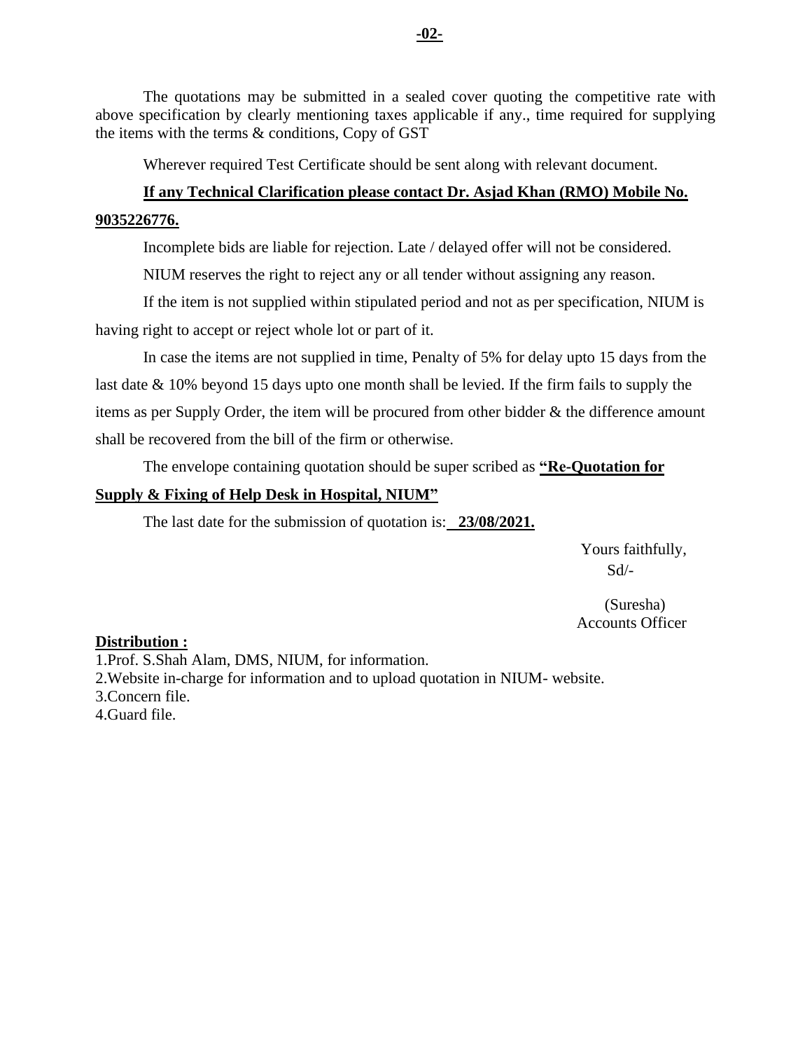The quotations may be submitted in a sealed cover quoting the competitive rate with above specification by clearly mentioning taxes applicable if any., time required for supplying the items with the terms & conditions, Copy of GST

Wherever required Test Certificate should be sent along with relevant document.

**If any Technical Clarification please contact Dr. Asjad Khan (RMO) Mobile No. 9035226776.**

Incomplete bids are liable for rejection. Late / delayed offer will not be considered.

NIUM reserves the right to reject any or all tender without assigning any reason.

If the item is not supplied within stipulated period and not as per specification, NIUM is having right to accept or reject whole lot or part of it.

In case the items are not supplied in time, Penalty of 5% for delay upto 15 days from the last date & 10% beyond 15 days upto one month shall be levied. If the firm fails to supply the items as per Supply Order, the item will be procured from other bidder & the difference amount shall be recovered from the bill of the firm or otherwise.

The envelope containing quotation should be super scribed as **"Re-Quotation for Supply & Fixing of Help Desk in Hospital, NIUM"**

The last date for the submission of quotation is: **23/08/2021.**

Yours faithfully,
Sd/-

(Suresha)
Accounts Officer

**Distribution :**

1. Prof. S.Shah Alam, DMS, NIUM, for information.
2. Website in-charge for information and to upload quotation in NIUM- website.
3. Concern file.
4. Guard file.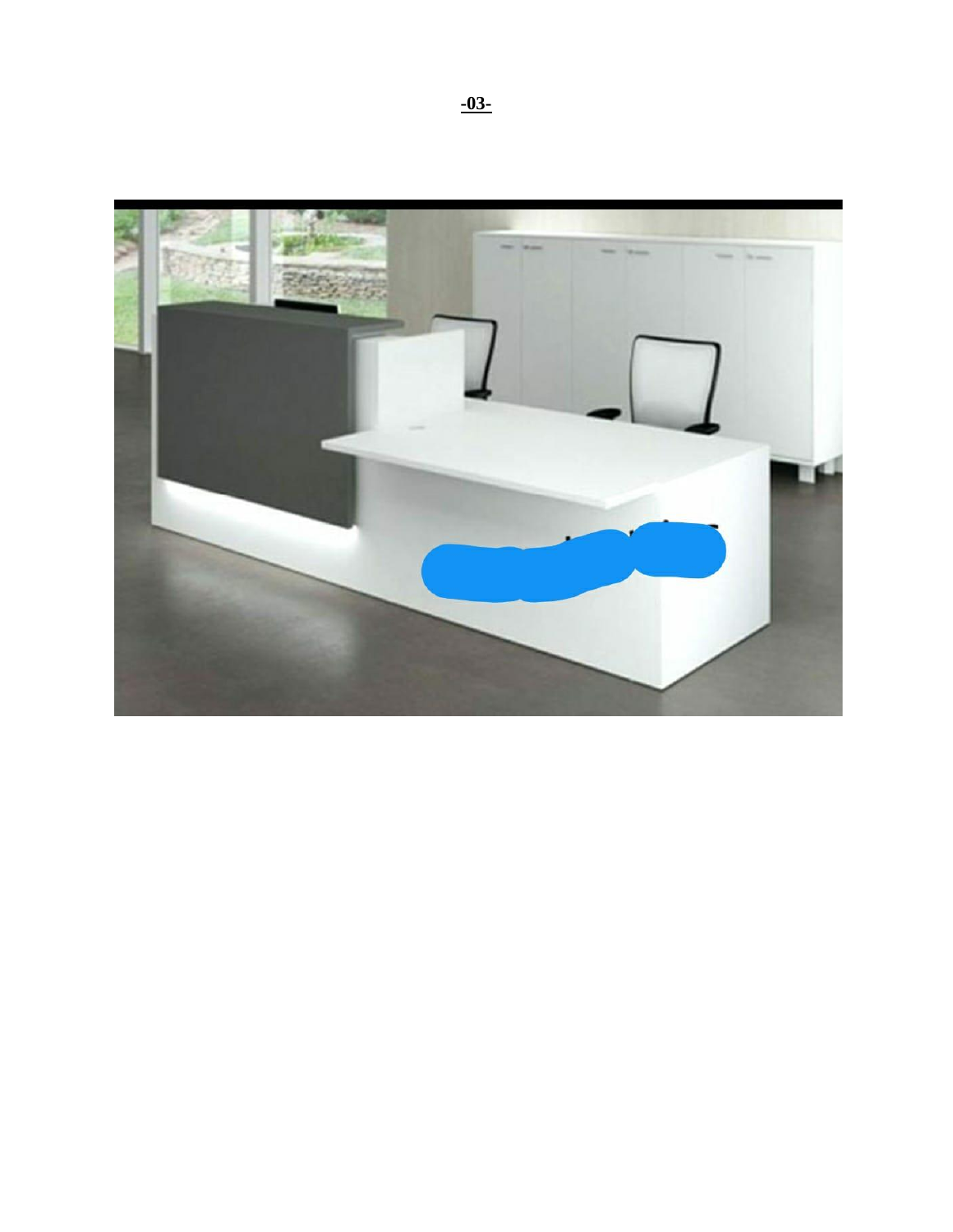**-03-**